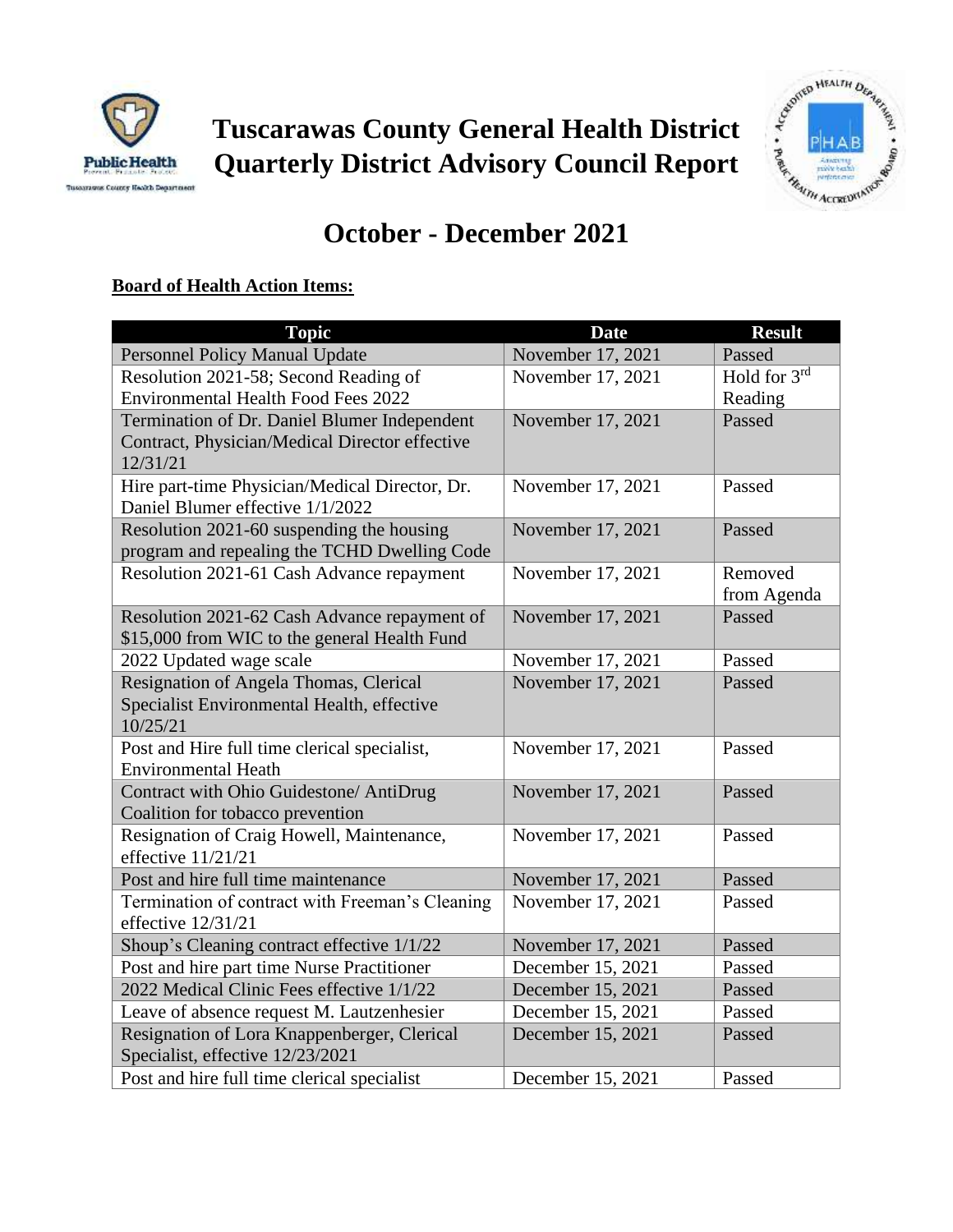# Tuscarawas County General Health District Quarterly District Advisory Council Report

## October - December 2021

**Board of Health Action Items:**

| Topic | Date | Result |
|---|---|---|
| Personnel Policy Manual Update | November 17, 2021 | Passed |
| Resolution 2021-58; Second Reading of Environmental Health Food Fees 2022 | November 17, 2021 | Hold for 3rd Reading |
| Termination of Dr. Daniel Blumer Independent Contract, Physician/Medical Director effective 12/31/21 | November 17, 2021 | Passed |
| Hire part-time Physician/Medical Director, Dr. Daniel Blumer effective 1/1/2022 | November 17, 2021 | Passed |
| Resolution 2021-60 suspending the housing program and repealing the TCHD Dwelling Code | November 17, 2021 | Passed |
| Resolution 2021-61 Cash Advance repayment | November 17, 2021 | Removed from Agenda |
| Resolution 2021-62 Cash Advance repayment of $15,000 from WIC to the general Health Fund | November 17, 2021 | Passed |
| 2022 Updated wage scale | November 17, 2021 | Passed |
| Resignation of Angela Thomas, Clerical Specialist Environmental Health, effective 10/25/21 | November 17, 2021 | Passed |
| Post and Hire full time clerical specialist, Environmental Heath | November 17, 2021 | Passed |
| Contract with Ohio Guidestone/ AntiDrug Coalition for tobacco prevention | November 17, 2021 | Passed |
| Resignation of Craig Howell, Maintenance, effective 11/21/21 | November 17, 2021 | Passed |
| Post and hire full time maintenance | November 17, 2021 | Passed |
| Termination of contract with Freeman's Cleaning effective 12/31/21 | November 17, 2021 | Passed |
| Shoup's Cleaning contract effective 1/1/22 | November 17, 2021 | Passed |
| Post and hire part time Nurse Practitioner | December 15, 2021 | Passed |
| 2022 Medical Clinic Fees effective 1/1/22 | December 15, 2021 | Passed |
| Leave of absence request M. Lautzenhesier | December 15, 2021 | Passed |
| Resignation of Lora Knappenberger, Clerical Specialist, effective 12/23/2021 | December 15, 2021 | Passed |
| Post and hire full time clerical specialist | December 15, 2021 | Passed |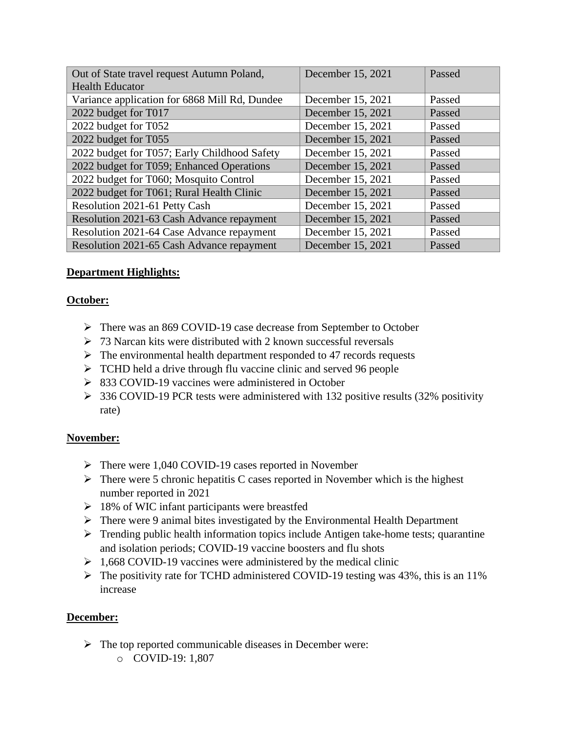| Out of State travel request Autumn Poland, Health Educator | December 15, 2021 | Passed |
|---|---|---|
| Variance application for 6868 Mill Rd, Dundee | December 15, 2021 | Passed |
| 2022 budget for T017 | December 15, 2021 | Passed |
| 2022 budget for T052 | December 15, 2021 | Passed |
| 2022 budget for T055 | December 15, 2021 | Passed |
| 2022 budget for T057; Early Childhood Safety | December 15, 2021 | Passed |
| 2022 budget for T059; Enhanced Operations | December 15, 2021 | Passed |
| 2022 budget for T060; Mosquito Control | December 15, 2021 | Passed |
| 2022 budget for T061; Rural Health Clinic | December 15, 2021 | Passed |
| Resolution 2021-61 Petty Cash | December 15, 2021 | Passed |
| Resolution 2021-63 Cash Advance repayment | December 15, 2021 | Passed |
| Resolution 2021-64 Case Advance repayment | December 15, 2021 | Passed |
| Resolution 2021-65 Cash Advance repayment | December 15, 2021 | Passed |

**Department Highlights:**

**October:**

- There was an 869 COVID-19 case decrease from September to October
- 73 Narcan kits were distributed with 2 known successful reversals
- The environmental health department responded to 47 records requests
- TCHD held a drive through flu vaccine clinic and served 96 people
- 833 COVID-19 vaccines were administered in October
- 336 COVID-19 PCR tests were administered with 132 positive results (32% positivity rate)

**November:**

- There were 1,040 COVID-19 cases reported in November
- There were 5 chronic hepatitis C cases reported in November which is the highest number reported in 2021
- 18% of WIC infant participants were breastfed
- There were 9 animal bites investigated by the Environmental Health Department
- Trending public health information topics include Antigen take-home tests; quarantine and isolation periods; COVID-19 vaccine boosters and flu shots
- 1,668 COVID-19 vaccines were administered by the medical clinic
- The positivity rate for TCHD administered COVID-19 testing was 43%, this is an 11% increase

**December:**

- The top reported communicable diseases in December were:
  - COVID-19: 1,807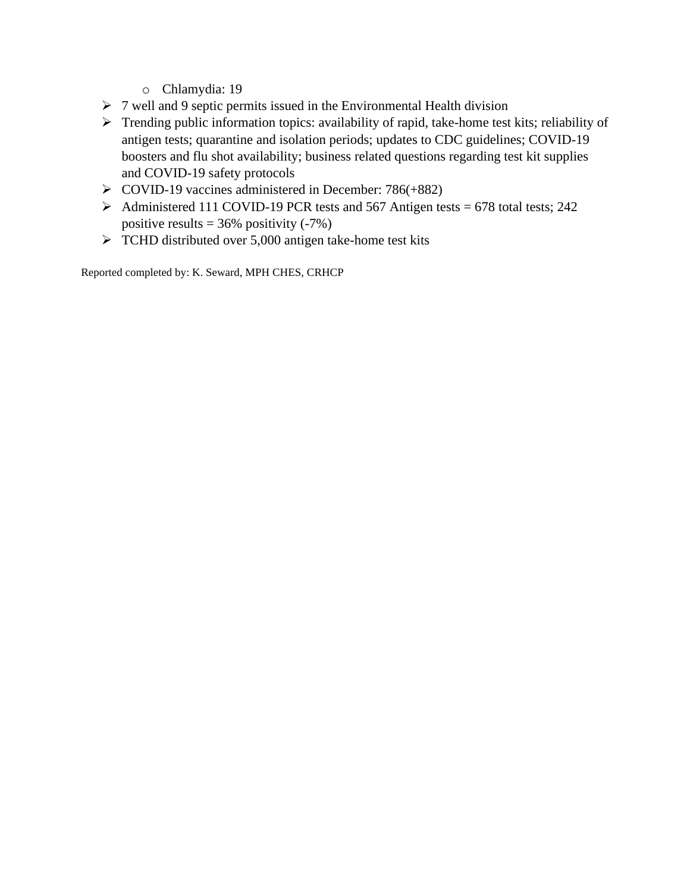- Chlamydia: 19
- 7 well and 9 septic permits issued in the Environmental Health division
- Trending public information topics: availability of rapid, take-home test kits; reliability of antigen tests; quarantine and isolation periods; updates to CDC guidelines; COVID-19 boosters and flu shot availability; business related questions regarding test kit supplies and COVID-19 safety protocols
- COVID-19 vaccines administered in December: 786(+882)
- Administered 111 COVID-19 PCR tests and 567 Antigen tests = 678 total tests; 242 positive results = 36% positivity (-7%)
- TCHD distributed over 5,000 antigen take-home test kits

Reported completed by: K. Seward, MPH CHES, CRHCP